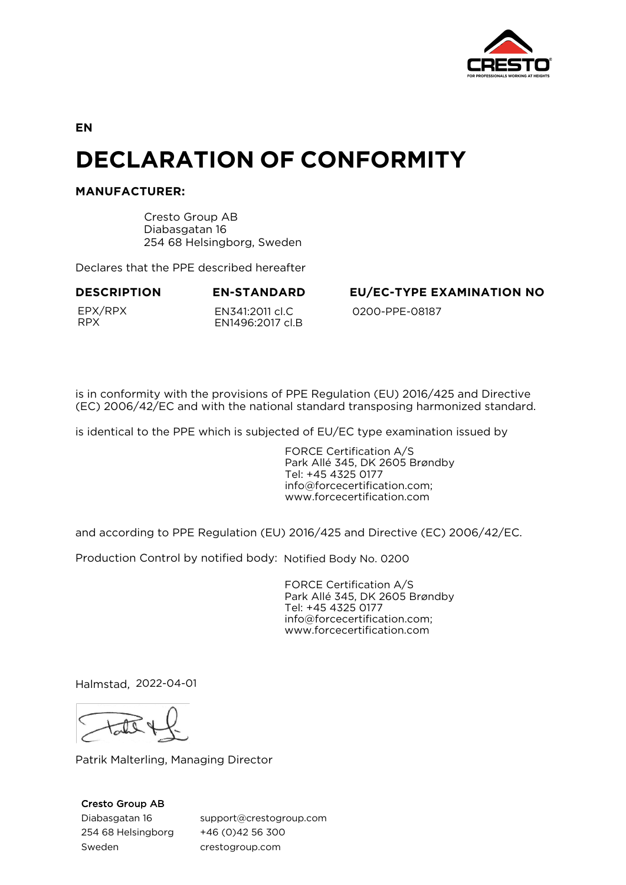EN

# DECLARATION OF CONFORMITY

**MANUFACTURER:**

Cresto Group AB
Diabasgatan 16
254 68 Helsingborg, Sweden

Declares that the PPE described hereafter

| DESCRIPTION | EN-STANDARD | EU/EC-TYPE EXAMINATION NO |
|---|---|---|
| EPX/RPX<br>RPX | EN341:2011 cl.C<br>EN1496:2017 cl.B | 0200-PPE-08187 |

is in conformity with the provisions of PPE Regulation (EU) 2016/425 and Directive (EC) 2006/42/EC and with the national standard transposing harmonized standard.

is identical to the PPE which is subjected of EU/EC type examination issued by

FORCE Certification A/S
Park Allé 345, DK 2605 Brøndby
Tel: +45 4325 0177
info@forcecertification.com;
www.forcecertification.com

and according to PPE Regulation (EU) 2016/425 and Directive (EC) 2006/42/EC.

Production Control by notified body: Notified Body No. 0200

FORCE Certification A/S
Park Allé 345, DK 2605 Brøndby
Tel: +45 4325 0177
info@forcecertification.com;
www.forcecertification.com

Halmstad, 2022-04-01

Patrik Malterling, Managing Director

**Cresto Group AB**
Diabasgatan 16
254 68 Helsingborg
Sweden

support@crestogroup.com
+46 (0)42 56 300
crestogroup.com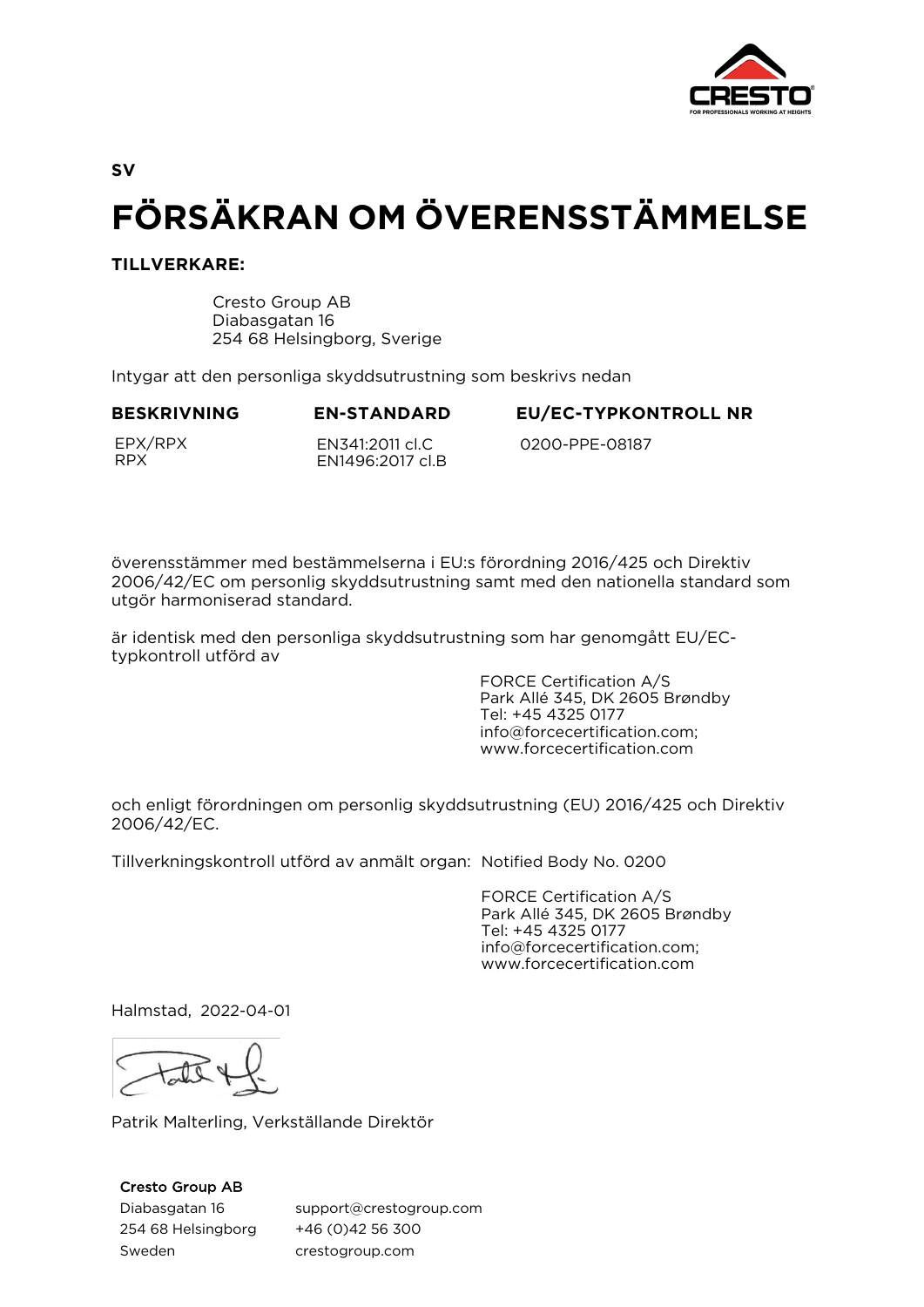SV

# FÖRSÄKRAN OM ÖVERENSSTÄMMELSE

**TILLVERKARE:**

Cresto Group AB
Diabasgatan 16
254 68 Helsingborg, Sverige

Intygar att den personliga skyddsutrustning som beskrivs nedan

| BESKRIVNING | EN-STANDARD | EU/EC-TYPKONTROLL NR |
|---|---|---|
| EPX/RPX<br>RPX | EN341:2011 cl.C<br>EN1496:2017 cl.B | 0200-PPE-08187 |

överensstämmer med bestämmelserna i EU:s förordning 2016/425 och Direktiv 2006/42/EC om personlig skyddsutrustning samt med den nationella standard som utgör harmoniserad standard.

är identisk med den personliga skyddsutrustning som har genomgått EU/EC-typkontroll utförd av

FORCE Certification A/S
Park Allé 345, DK 2605 Brøndby
Tel: +45 4325 0177
info@forcecertification.com;
www.forcecertification.com

och enligt förordningen om personlig skyddsutrustning (EU) 2016/425 och Direktiv 2006/42/EC.

Tillverkningskontroll utförd av anmält organ: Notified Body No. 0200

FORCE Certification A/S
Park Allé 345, DK 2605 Brøndby
Tel: +45 4325 0177
info@forcecertification.com;
www.forcecertification.com

Halmstad, 2022-04-01

Patrik Malterling, Verkställande Direktör

**Cresto Group AB**
Diabasgatan 16
254 68 Helsingborg
Sweden

support@crestogroup.com
+46 (0)42 56 300
crestogroup.com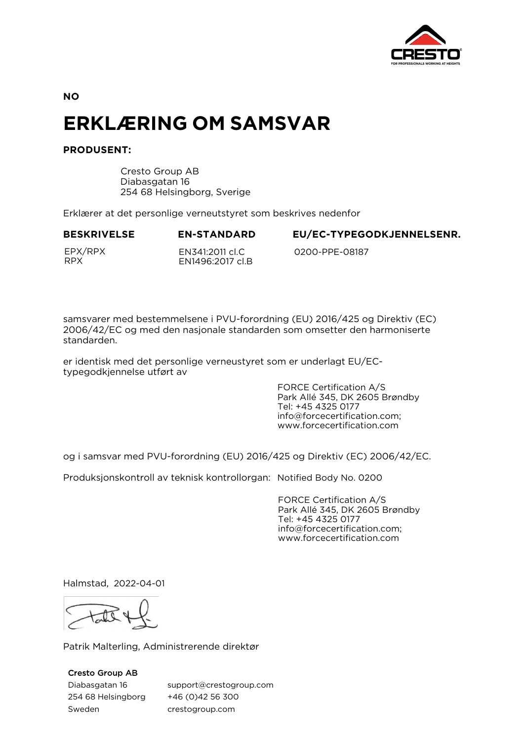NO

# ERKLÆRING OM SAMSVAR

**PRODUSENT:**

Cresto Group AB
Diabasgatan 16
254 68 Helsingborg, Sverige

Erklærer at det personlige verneutstyret som beskrives nedenfor

| BESKRIVELSE | EN-STANDARD | EU/EC-TYPEGODKJENNELSENR. |
|---|---|---|
| EPX/RPX<br>RPX | EN341:2011 cl.C<br>EN1496:2017 cl.B | 0200-PPE-08187 |

samsvarer med bestemmelsene i PVU-forordning (EU) 2016/425 og Direktiv (EC) 2006/42/EC og med den nasjonale standarden som omsetter den harmoniserte standarden.

er identisk med det personlige verneustyret som er underlagt EU/EC-typegodkjennelse utført av

FORCE Certification A/S
Park Allé 345, DK 2605 Brøndby
Tel: +45 4325 0177
info@forcecertification.com;
www.forcecertification.com

og i samsvar med PVU-forordning (EU) 2016/425 og Direktiv (EC) 2006/42/EC.

Produksjonskontroll av teknisk kontrollorgan: Notified Body No. 0200

FORCE Certification A/S
Park Allé 345, DK 2605 Brøndby
Tel: +45 4325 0177
info@forcecertification.com;
www.forcecertification.com

Halmstad, 2022-04-01

Patrik Malterling, Administrerende direktør

**Cresto Group AB**
Diabasgatan 16
254 68 Helsingborg
Sweden

support@crestogroup.com
+46 (0)42 56 300
crestogroup.com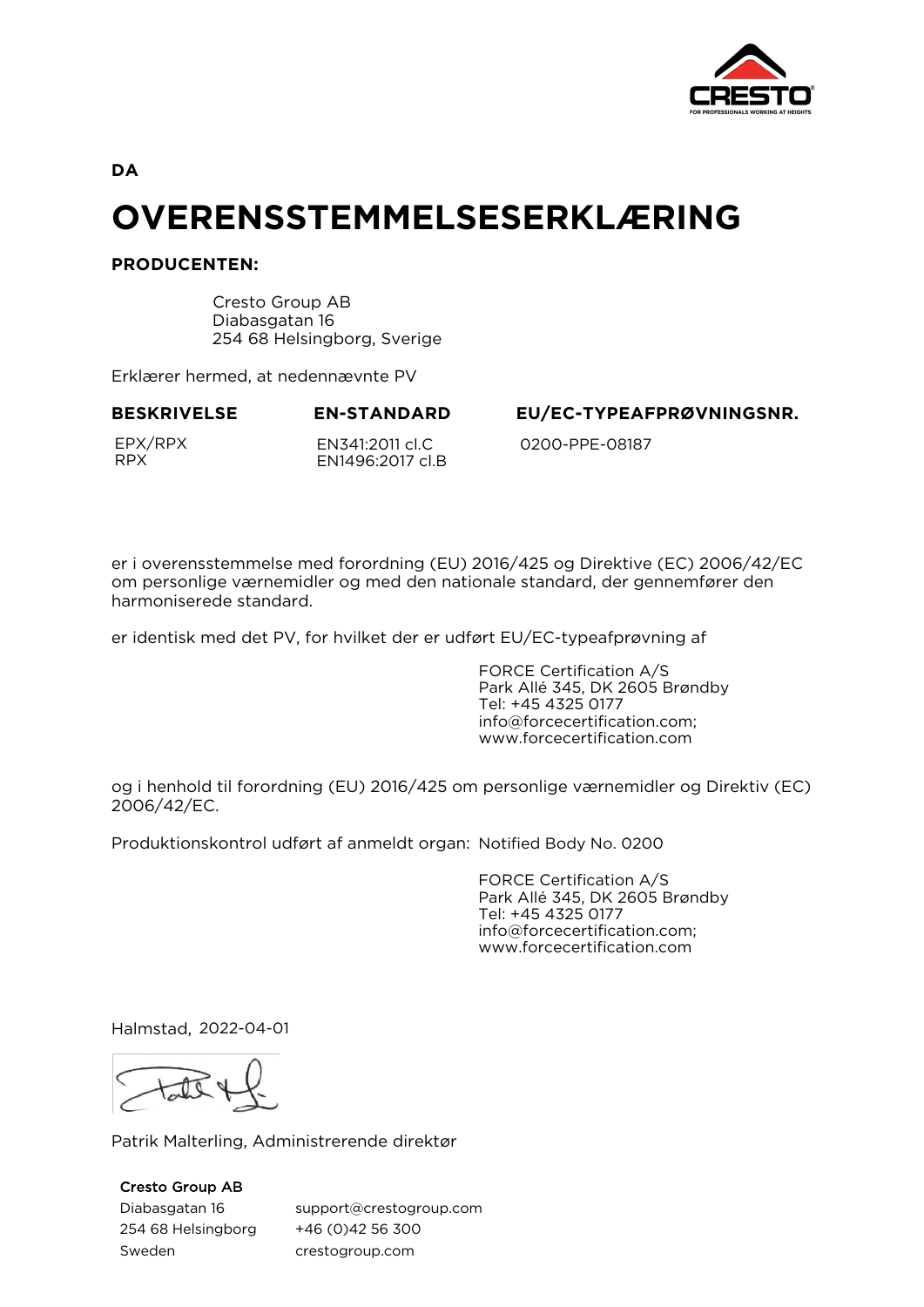DA

# OVERENSSTEMMELSESERKLÆRING

**PRODUCENTEN:**

Cresto Group AB
Diabasgatan 16
254 68 Helsingborg, Sverige

Erklærer hermed, at nedennævnte PV

| BESKRIVELSE | EN-STANDARD | EU/EC-TYPEAFPRØVNINGSNR. |
|---|---|---|
| EPX/RPX<br>RPX | EN341:2011 cl.C<br>EN1496:2017 cl.B | 0200-PPE-08187 |

er i overensstemmelse med forordning (EU) 2016/425 og Direktive (EC) 2006/42/EC om personlige værnemidler og med den nationale standard, der gennemfører den harmoniserede standard.

er identisk med det PV, for hvilket der er udført EU/EC-typeafprøvning af

FORCE Certification A/S
Park Allé 345, DK 2605 Brøndby
Tel: +45 4325 0177
info@forcecertification.com;
www.forcecertification.com

og i henhold til forordning (EU) 2016/425 om personlige værnemidler og Direktiv (EC) 2006/42/EC.

Produktionskontrol udført af anmeldt organ: Notified Body No. 0200

FORCE Certification A/S
Park Allé 345, DK 2605 Brøndby
Tel: +45 4325 0177
info@forcecertification.com;
www.forcecertification.com

Halmstad, 2022-04-01

Patrik Malterling, Administrerende direktør

**Cresto Group AB**
Diabasgatan 16
254 68 Helsingborg
Sweden

support@crestogroup.com
+46 (0)42 56 300
crestogroup.com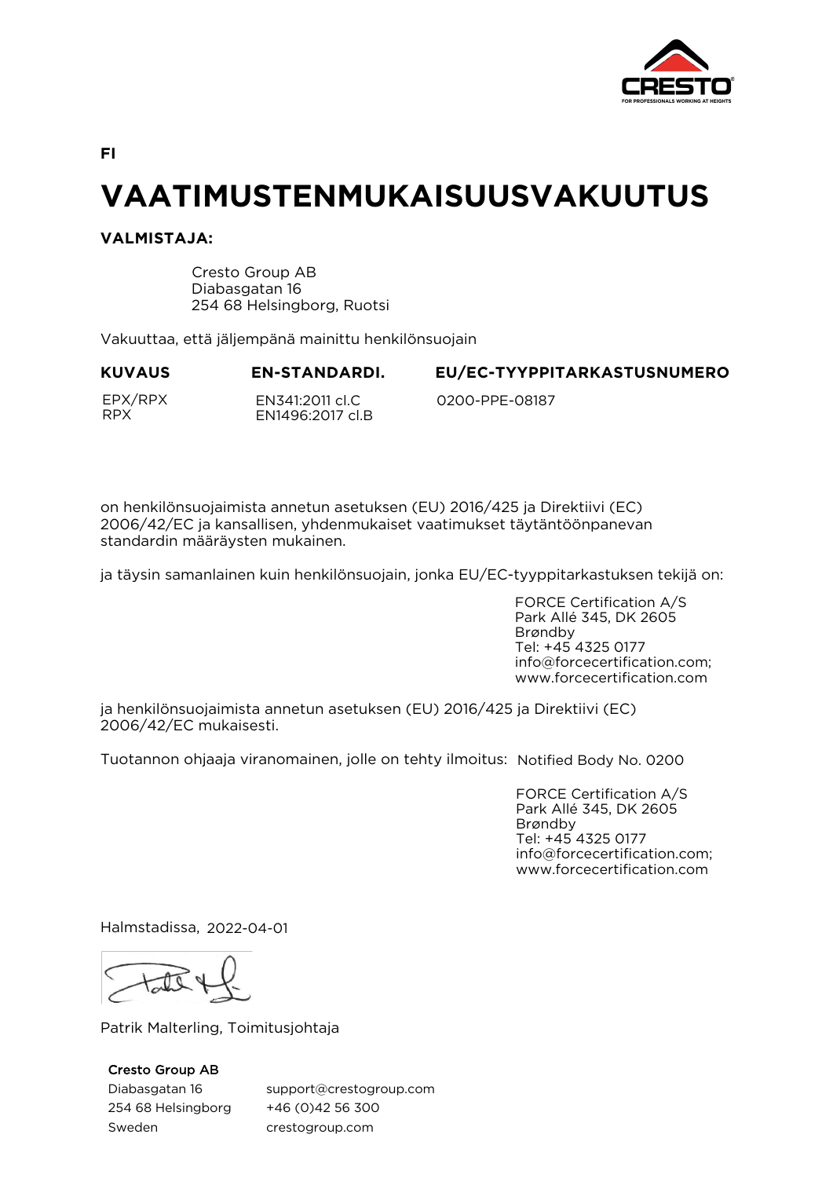FI

# VAATIMUSTENMUKAISUUSVAKUUTUS

**VALMISTAJA:**

Cresto Group AB
Diabasgatan 16
254 68 Helsingborg, Ruotsi

Vakuuttaa, että jäljempänä mainittu henkilönsuojain

| KUVAUS | EN-STANDARDI. | EU/EC-TYYPPITARKASTUSNUMERO |
| --- | --- | --- |
| EPX/RPX<br>RPX | EN341:2011 cl.C<br>EN1496:2017 cl.B | 0200-PPE-08187 |

on henkilönsuojaimista annetun asetuksen (EU) 2016/425 ja Direktiivi (EC) 2006/42/EC ja kansallisen, yhdenmukaiset vaatimukset täytäntöönpanevan standardin määräysten mukainen.

ja täysin samanlainen kuin henkilönsuojain, jonka EU/EC-tyyppitarkastuksen tekijä on:

FORCE Certification A/S
Park Allé 345, DK 2605
Brøndby
Tel: +45 4325 0177
info@forcecertification.com;
www.forcecertification.com

ja henkilönsuojaimista annetun asetuksen (EU) 2016/425 ja Direktiivi (EC) 2006/42/EC mukaisesti.

Tuotannon ohjaaja viranomainen, jolle on tehty ilmoitus: Notified Body No. 0200

FORCE Certification A/S
Park Allé 345, DK 2605
Brøndby
Tel: +45 4325 0177
info@forcecertification.com;
www.forcecertification.com

Halmstadissa, 2022-04-01

Patrik Malterling, Toimitusjohtaja

**Cresto Group AB**
Diabasgatan 16
254 68 Helsingborg
Sweden

support@crestogroup.com
+46 (0)42 56 300
crestogroup.com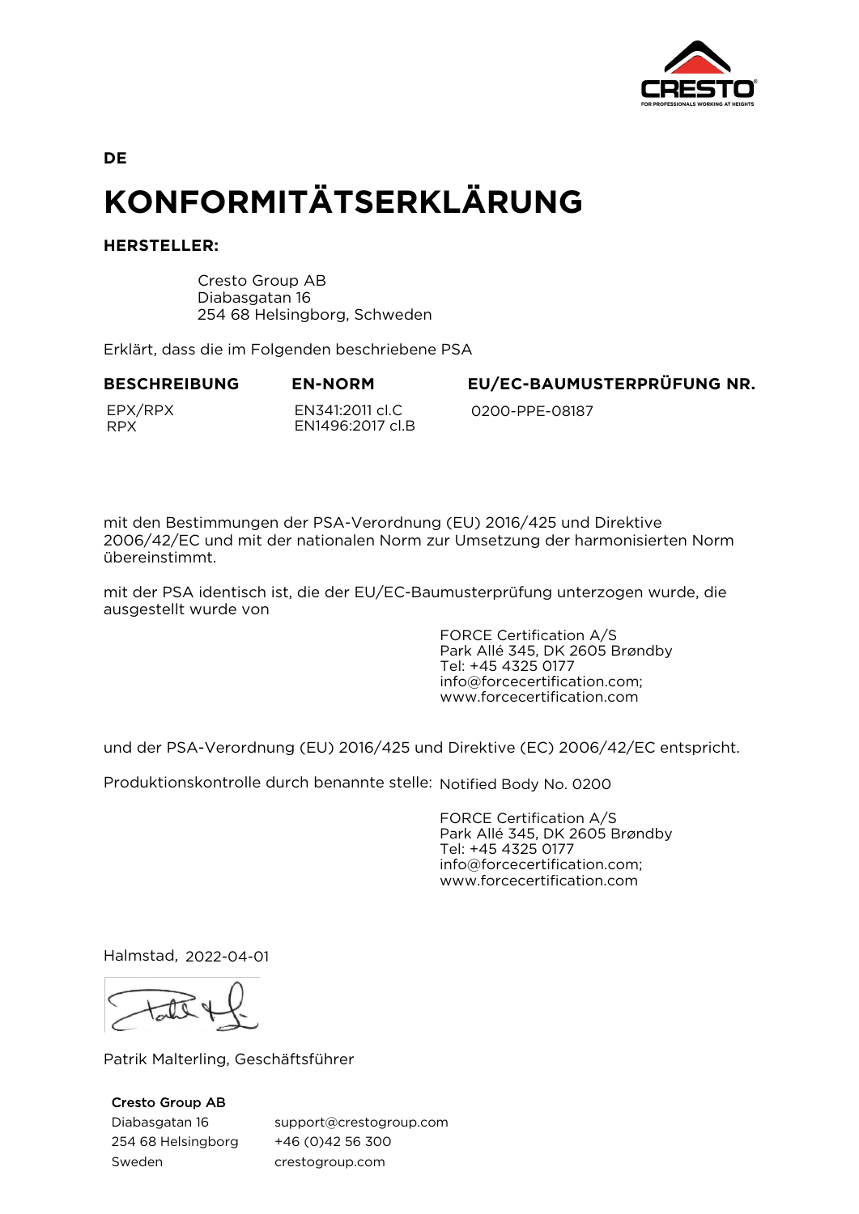DE

# KONFORMITÄTSERKLÄRUNG

**HERSTELLER:**

Cresto Group AB
Diabasgatan 16
254 68 Helsingborg, Schweden

Erklärt, dass die im Folgenden beschriebene PSA

| BESCHREIBUNG | EN-NORM | EU/EC-BAUMUSTERPRÜFUNG NR. |
|---|---|---|
| EPX/RPX<br>RPX | EN341:2011 cl.C<br>EN1496:2017 cl.B | 0200-PPE-08187 |

mit den Bestimmungen der PSA-Verordnung (EU) 2016/425 und Direktive 2006/42/EC und mit der nationalen Norm zur Umsetzung der harmonisierten Norm übereinstimmt.

mit der PSA identisch ist, die der EU/EC-Baumusterprüfung unterzogen wurde, die ausgestellt wurde von

FORCE Certification A/S
Park Allé 345, DK 2605 Brøndby
Tel: +45 4325 0177
info@forcecertification.com;
www.forcecertification.com

und der PSA-Verordnung (EU) 2016/425 und Direktive (EC) 2006/42/EC entspricht.

Produktionskontrolle durch benannte stelle: Notified Body No. 0200

FORCE Certification A/S
Park Allé 345, DK 2605 Brøndby
Tel: +45 4325 0177
info@forcecertification.com;
www.forcecertification.com

Halmstad, 2022-04-01

Patrik Malterling, Geschäftsführer

**Cresto Group AB**
Diabasgatan 16
254 68 Helsingborg
Sweden

support@crestogroup.com
+46 (0)42 56 300
crestogroup.com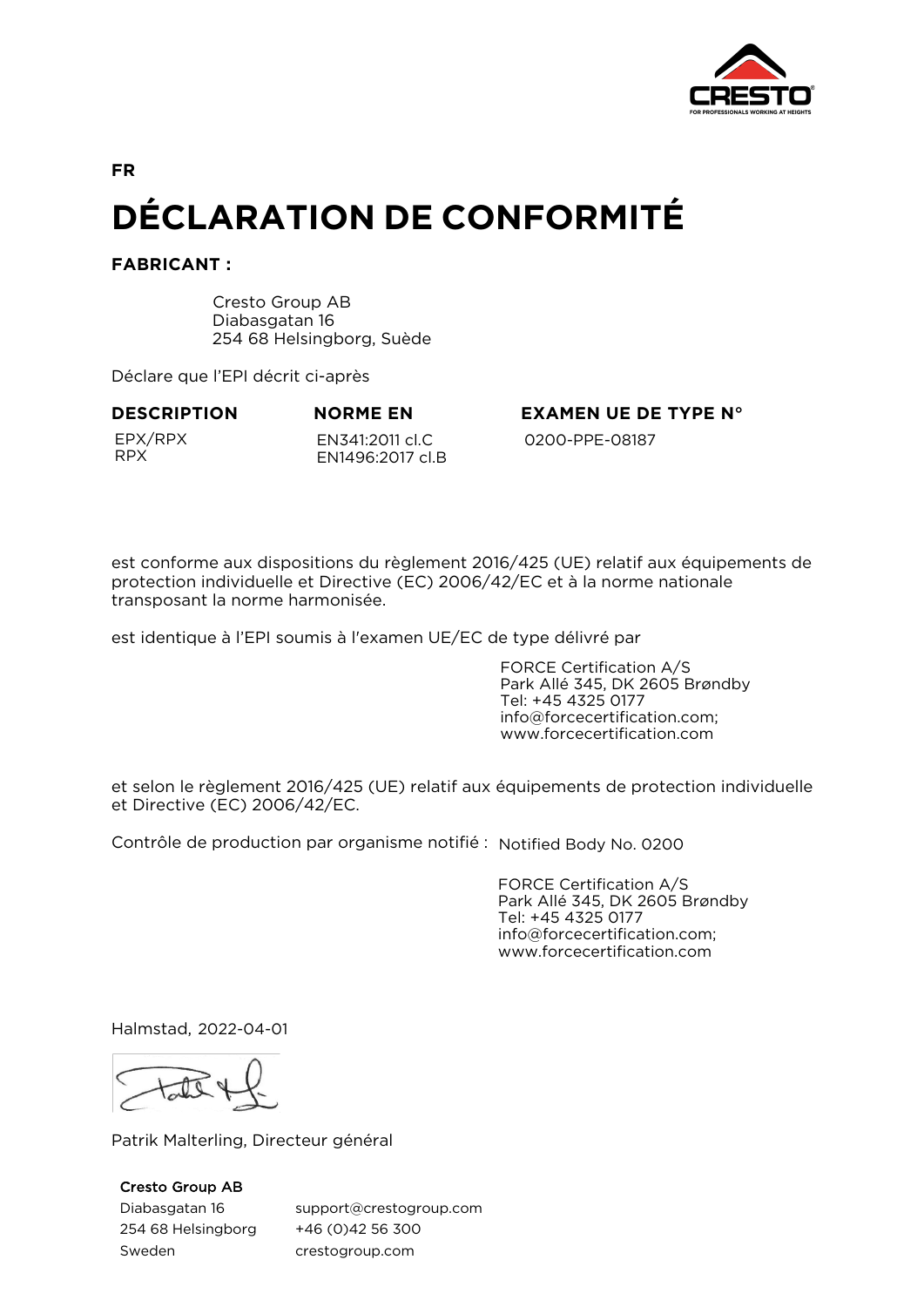FR

# DÉCLARATION DE CONFORMITÉ

**FABRICANT :**

Cresto Group AB
Diabasgatan 16
254 68 Helsingborg, Suède

Déclare que l'EPI décrit ci-après

| DESCRIPTION | NORME EN | EXAMEN UE DE TYPE N° |
|---|---|---|
| EPX/RPX<br>RPX | EN341:2011 cl.C<br>EN1496:2017 cl.B | 0200-PPE-08187 |

est conforme aux dispositions du règlement 2016/425 (UE) relatif aux équipements de protection individuelle et Directive (EC) 2006/42/EC et à la norme nationale transposant la norme harmonisée.

est identique à l'EPI soumis à l'examen UE/EC de type délivré par

FORCE Certification A/S
Park Allé 345, DK 2605 Brøndby
Tel: +45 4325 0177
info@forcecertification.com;
www.forcecertification.com

et selon le règlement 2016/425 (UE) relatif aux équipements de protection individuelle et Directive (EC) 2006/42/EC.

Contrôle de production par organisme notifié : Notified Body No. 0200

FORCE Certification A/S
Park Allé 345, DK 2605 Brøndby
Tel: +45 4325 0177
info@forcecertification.com;
www.forcecertification.com

Halmstad, 2022-04-01

Patrik Malterling, Directeur général

**Cresto Group AB**
Diabasgatan 16
254 68 Helsingborg
Sweden

support@crestogroup.com
+46 (0)42 56 300
crestogroup.com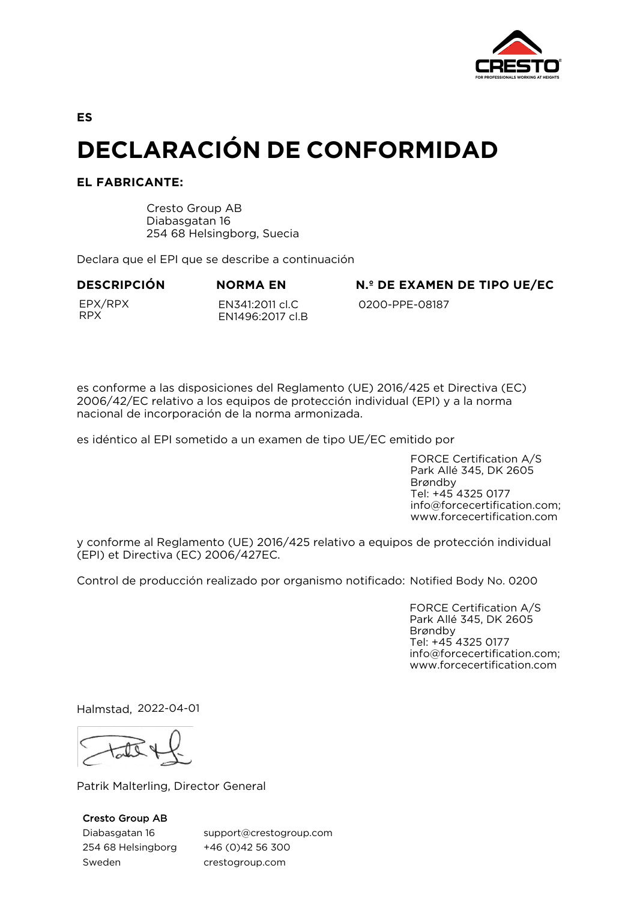ES

# DECLARACIÓN DE CONFORMIDAD

**EL FABRICANTE:**

Cresto Group AB
Diabasgatan 16
254 68 Helsingborg, Suecia

Declara que el EPI que se describe a continuación

| DESCRIPCIÓN | NORMA EN | N.º DE EXAMEN DE TIPO UE/EC |
|---|---|---|
| EPX/RPX<br>RPX | EN341:2011 cl.C<br>EN1496:2017 cl.B | 0200-PPE-08187 |

es conforme a las disposiciones del Reglamento (UE) 2016/425 et Directiva (EC) 2006/42/EC relativo a los equipos de protección individual (EPI) y a la norma nacional de incorporación de la norma armonizada.

es idéntico al EPI sometido a un examen de tipo UE/EC emitido por

FORCE Certification A/S
Park Allé 345, DK 2605
Brøndby
Tel: +45 4325 0177
info@forcecertification.com;
www.forcecertification.com

y conforme al Reglamento (UE) 2016/425 relativo a equipos de protección individual (EPI) et Directiva (EC) 2006/427EC.

Control de producción realizado por organismo notificado: Notified Body No. 0200

FORCE Certification A/S
Park Allé 345, DK 2605
Brøndby
Tel: +45 4325 0177
info@forcecertification.com;
www.forcecertification.com

Halmstad, 2022-04-01

Patrik Malterling, Director General

**Cresto Group AB**
Diabasgatan 16
254 68 Helsingborg
Sweden

support@crestogroup.com
+46 (0)42 56 300
crestogroup.com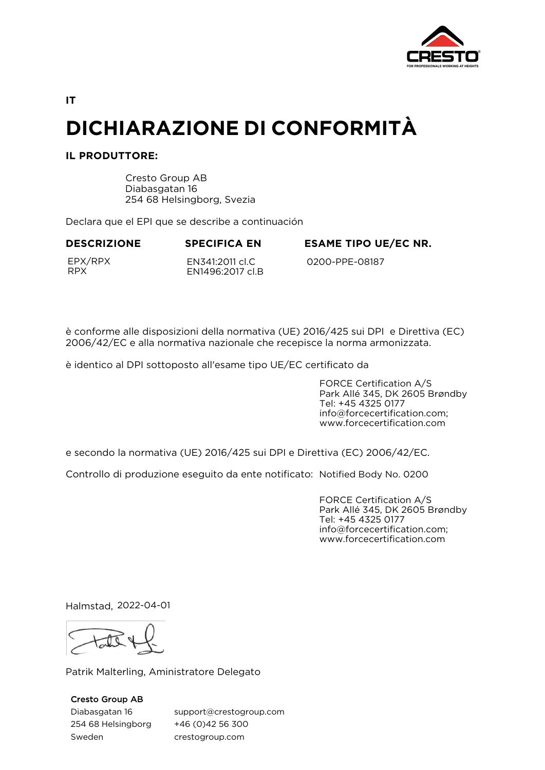IT

# DICHIARAZIONE DI CONFORMITÀ

**IL PRODUTTORE:**

Cresto Group AB
Diabasgatan 16
254 68 Helsingborg, Svezia

Declara que el EPI que se describe a continuación

| DESCRIZIONE | SPECIFICA EN | ESAME TIPO UE/EC NR. |
|---|---|---|
| EPX/RPX<br>RPX | EN341:2011 cl.C<br>EN1496:2017 cl.B | 0200-PPE-08187 |

è conforme alle disposizioni della normativa (UE) 2016/425 sui DPI e Direttiva (EC) 2006/42/EC e alla normativa nazionale che recepisce la norma armonizzata.

è identico al DPI sottoposto all'esame tipo UE/EC certificato da

FORCE Certification A/S
Park Allé 345, DK 2605 Brøndby
Tel: +45 4325 0177
info@forcecertification.com;
www.forcecertification.com

e secondo la normativa (UE) 2016/425 sui DPI e Direttiva (EC) 2006/42/EC.

Controllo di produzione eseguito da ente notificato: Notified Body No. 0200

FORCE Certification A/S
Park Allé 345, DK 2605 Brøndby
Tel: +45 4325 0177
info@forcecertification.com;
www.forcecertification.com

Halmstad, 2022-04-01

Patrik Malterling, Aministratore Delegato

**Cresto Group AB**
Diabasgatan 16
254 68 Helsingborg
Sweden

support@crestogroup.com
+46 (0)42 56 300
crestogroup.com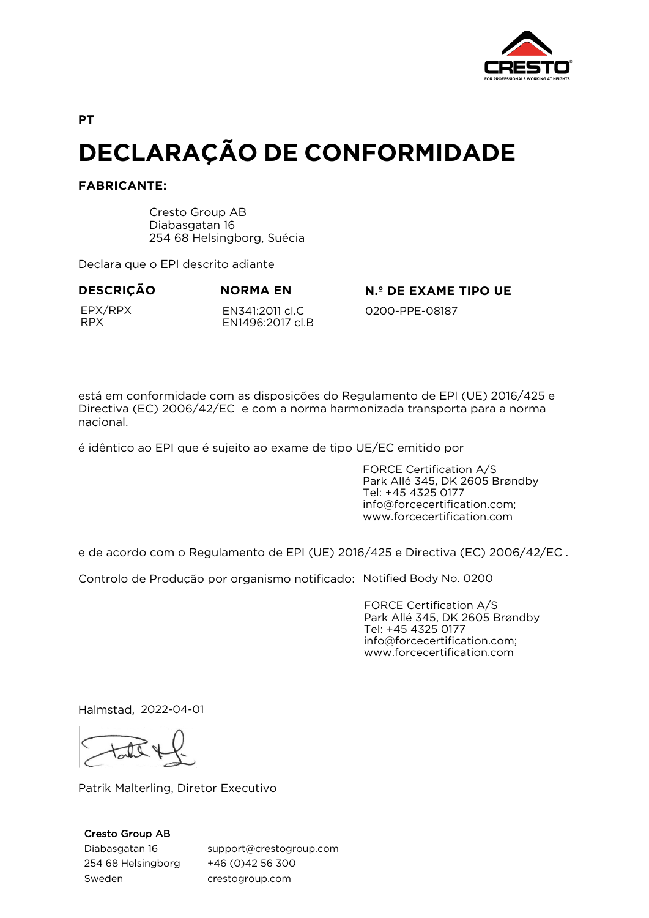PT

# DECLARAÇÃO DE CONFORMIDADE

**FABRICANTE:**

Cresto Group AB
Diabasgatan 16
254 68 Helsingborg, Suécia

Declara que o EPI descrito adiante

| DESCRIÇÃO | NORMA EN | N.º DE EXAME TIPO UE |
|---|---|---|
| EPX/RPX<br>RPX | EN341:2011 cl.C<br>EN1496:2017 cl.B | 0200-PPE-08187 |

está em conformidade com as disposições do Regulamento de EPI (UE) 2016/425 e Directiva (EC) 2006/42/EC e com a norma harmonizada transporta para a norma nacional.

é idêntico ao EPI que é sujeito ao exame de tipo UE/EC emitido por

FORCE Certification A/S
Park Allé 345, DK 2605 Brøndby
Tel: +45 4325 0177
info@forcecertification.com;
www.forcecertification.com

e de acordo com o Regulamento de EPI (UE) 2016/425 e Directiva (EC) 2006/42/EC .

Controlo de Produção por organismo notificado: Notified Body No. 0200

FORCE Certification A/S
Park Allé 345, DK 2605 Brøndby
Tel: +45 4325 0177
info@forcecertification.com;
www.forcecertification.com

Halmstad, 2022-04-01

Patrik Malterling, Diretor Executivo

**Cresto Group AB**
Diabasgatan 16
254 68 Helsingborg
Sweden

support@crestogroup.com
+46 (0)42 56 300
crestogroup.com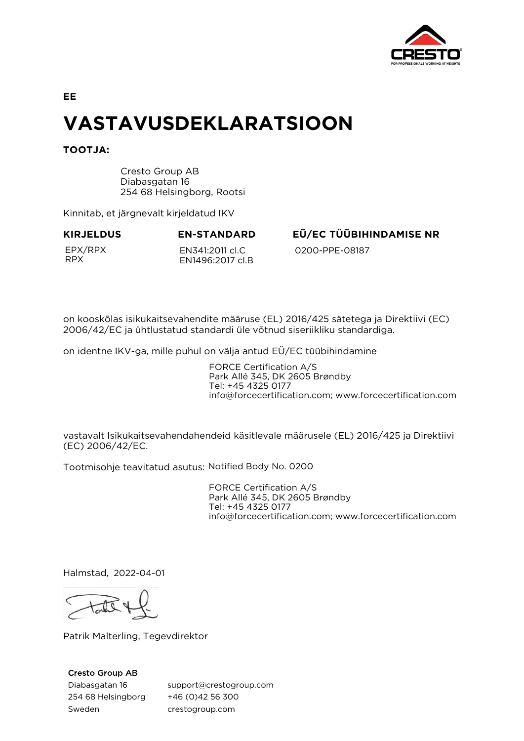EE

# VASTAVUSDEKLARATSIOON

**TOOTJA:**

Cresto Group AB
Diabasgatan 16
254 68 Helsingborg, Rootsi

Kinnitab, et järgnevalt kirjeldatud IKV

| KIRJELDUS | EN-STANDARD | EÜ/EC TÜÜBIHINDAMISE NR |
|---|---|---|
| EPX/RPX<br>RPX | EN341:2011 cl.C<br>EN1496:2017 cl.B | 0200-PPE-08187 |

on kooskõlas isikukaitsevahendite määruse (EL) 2016/425 sätetega ja Direktiivi (EC) 2006/42/EC ja ühtlustatud standardi üle võtnud siseriikliku standardiga.

on identne IKV-ga, mille puhul on välja antud EÜ/EC tüübihindamine

FORCE Certification A/S
Park Allé 345, DK 2605 Brøndby
Tel: +45 4325 0177
info@forcecertification.com; www.forcecertification.com

vastavalt Isikukaitsevahendahendeid käsitlevale määrusele (EL) 2016/425 ja Direktiivi (EC) 2006/42/EC.

Tootmisohje teavitatud asutus: Notified Body No. 0200

FORCE Certification A/S
Park Allé 345, DK 2605 Brøndby
Tel: +45 4325 0177
info@forcecertification.com; www.forcecertification.com

Halmstad, 2022-04-01

Patrik Malterling, Tegevdirektor

**Cresto Group AB**
Diabasgatan 16
254 68 Helsingborg
Sweden

support@crestogroup.com
+46 (0)42 56 300
crestogroup.com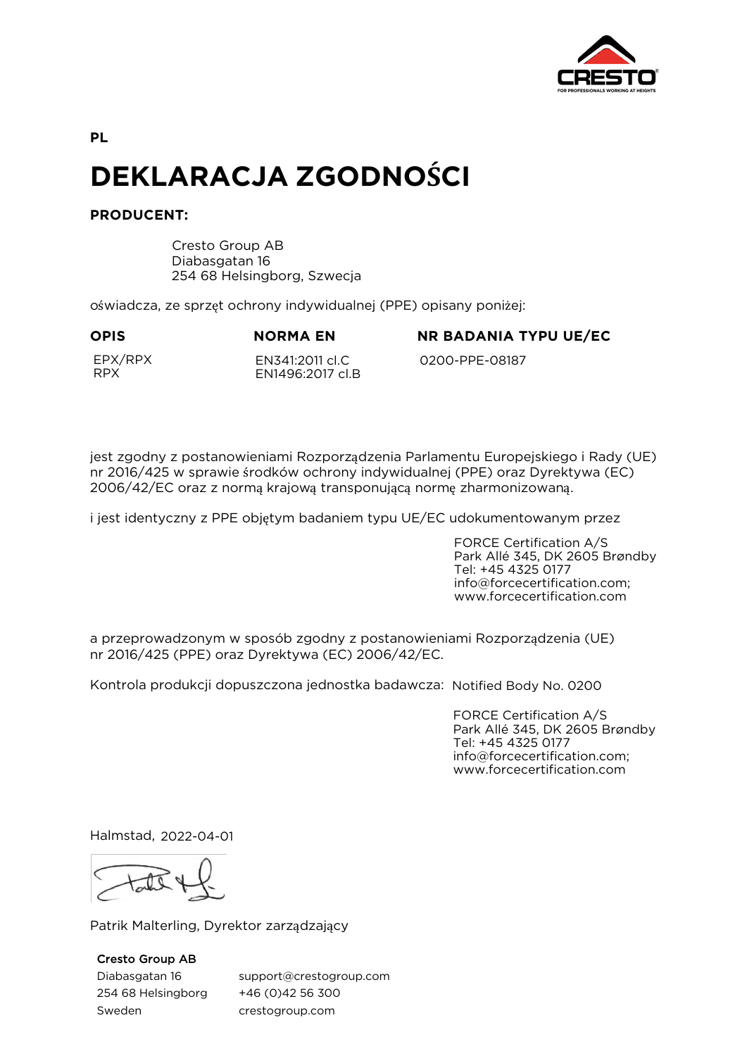PL

# DEKLARACJA ZGODNOŚCI

**PRODUCENT:**

Cresto Group AB
Diabasgatan 16
254 68 Helsingborg, Szwecja

oświadcza, ze sprzęt ochrony indywidualnej (PPE) opisany poniżej:

| OPIS | NORMA EN | NR BADANIA TYPU UE/EC |
|---|---|---|
| EPX/RPX<br>RPX | EN341:2011 cl.C<br>EN1496:2017 cl.B | 0200-PPE-08187 |

jest zgodny z postanowieniami Rozporządzenia Parlamentu Europejskiego i Rady (UE) nr 2016/425 w sprawie środków ochrony indywidualnej (PPE) oraz Dyrektywa (EC) 2006/42/EC oraz z normą krajową transponującą normę zharmonizowaną.

i jest identyczny z PPE objętym badaniem typu UE/EC udokumentowanym przez

FORCE Certification A/S
Park Allé 345, DK 2605 Brøndby
Tel: +45 4325 0177
info@forcecertification.com;
www.forcecertification.com

a przeprowadzonym w sposób zgodny z postanowieniami Rozporządzenia (UE) nr 2016/425 (PPE) oraz Dyrektywa (EC) 2006/42/EC.

Kontrola produkcji dopuszczona jednostka badawcza: Notified Body No. 0200

FORCE Certification A/S
Park Allé 345, DK 2605 Brøndby
Tel: +45 4325 0177
info@forcecertification.com;
www.forcecertification.com

Halmstad, 2022-04-01

Patrik Malterling, Dyrektor zarządzający

**Cresto Group AB**
Diabasgatan 16
254 68 Helsingborg
Sweden

support@crestogroup.com
+46 (0)42 56 300
crestogroup.com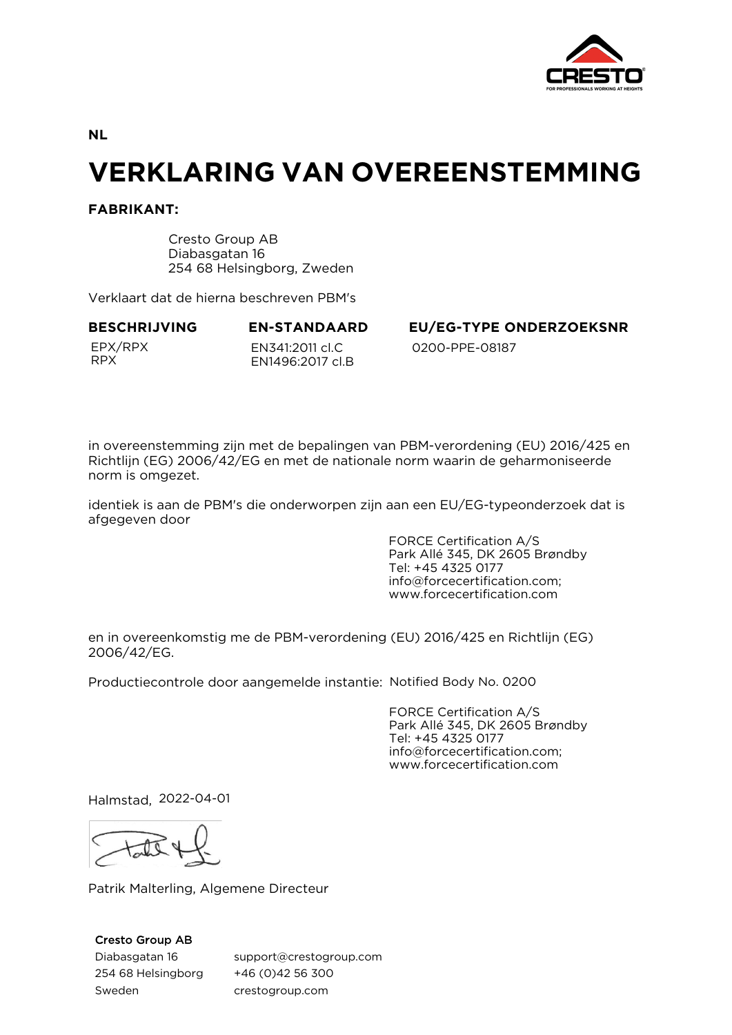NL

# VERKLARING VAN OVEREENSTEMMING

**FABRIKANT:**

Cresto Group AB
Diabasgatan 16
254 68 Helsingborg, Zweden

Verklaart dat de hierna beschreven PBM's

| BESCHRIJVING | EN-STANDAARD | EU/EG-TYPE ONDERZOEKSNR |
|---|---|---|
| EPX/RPX<br>RPX | EN341:2011 cl.C<br>EN1496:2017 cl.B | 0200-PPE-08187 |

in overeenstemming zijn met de bepalingen van PBM-verordening (EU) 2016/425 en Richtlijn (EG) 2006/42/EG en met de nationale norm waarin de geharmoniseerde norm is omgezet.

identiek is aan de PBM's die onderworpen zijn aan een EU/EG-typeonderzoek dat is afgegeven door

FORCE Certification A/S
Park Allé 345, DK 2605 Brøndby
Tel: +45 4325 0177
info@forcecertification.com;
www.forcecertification.com

en in overeenkomstig me de PBM-verordening (EU) 2016/425 en Richtlijn (EG) 2006/42/EG.

Productiecontrole door aangemelde instantie: Notified Body No. 0200

FORCE Certification A/S
Park Allé 345, DK 2605 Brøndby
Tel: +45 4325 0177
info@forcecertification.com;
www.forcecertification.com

Halmstad, 2022-04-01

Patrik Malterling, Algemene Directeur

**Cresto Group AB**
Diabasgatan 16
254 68 Helsingborg
Sweden

support@crestogroup.com
+46 (0)42 56 300
crestogroup.com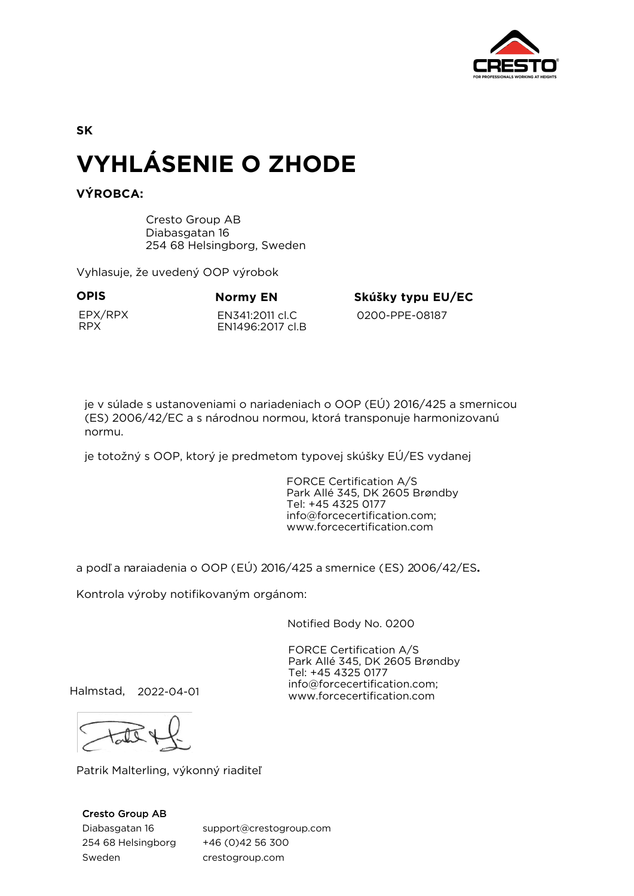SK

# VYHLÁSENIE O ZHODE

**VÝROBCA:**

Cresto Group AB
Diabasgatan 16
254 68 Helsingborg, Sweden

Vyhlasuje, že uvedený OOP výrobok

| OPIS | Normy EN | Skúšky typu EU/EC |
|---|---|---|
| EPX/RPX<br>RPX | EN341:2011 cl.C<br>EN1496:2017 cl.B | 0200-PPE-08187 |

je v súlade s ustanoveniami o nariadeniach o OOP (EÚ) 2016/425 a smernicou (ES) 2006/42/EC a s národnou normou, ktorá transponuje harmonizovanú normu.

je totožný s OOP, ktorý je predmetom typovej skúšky EÚ/ES vydanej

FORCE Certification A/S
Park Allé 345, DK 2605 Brøndby
Tel: +45 4325 0177
info@forcecertification.com;
www.forcecertification.com

a podľa naraiadenia o OOP (EÚ) 2016/425 a smernice (ES) 2006/42/ES**.**

Kontrola výroby notifikovaným orgánom:

Notified Body No. 0200

FORCE Certification A/S
Park Allé 345, DK 2605 Brøndby
Tel: +45 4325 0177
info@forcecertification.com;
www.forcecertification.com

Halmstad, 2022-04-01

Patrik Malterling, výkonný riaditeľ

**Cresto Group AB**
Diabasgatan 16
254 68 Helsingborg
Sweden

support@crestogroup.com
+46 (0)42 56 300
crestogroup.com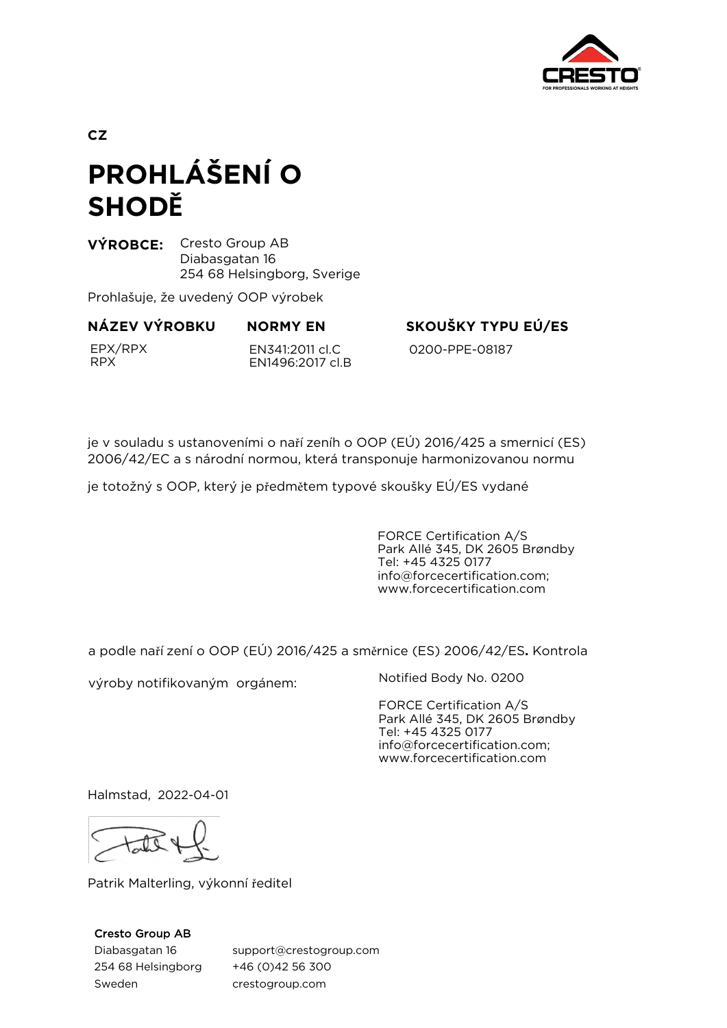CZ

# PROHLÁŠENÍ O SHODĚ

**VÝROBCE:** Cresto Group AB
Diabasgatan 16
254 68 Helsingborg, Sverige

Prohlašuje, že uvedený OOP výrobek

| NÁZEV VÝROBKU | NORMY EN | SKOUŠKY TYPU EÚ/ES |
|---|---|---|
| EPX/RPX<br>RPX | EN341:2011 cl.C<br>EN1496:2017 cl.B | 0200-PPE-08187 |

je v souladu s ustanoveními o naří zeních o OOP (EÚ) 2016/425 a smernicí (ES) 2006/42/EC a s národní normou, která transponuje harmonizovanou normu

je totožný s OOP, který je předmětem typové skoušky EÚ/ES vydané

FORCE Certification A/S
Park Allé 345, DK 2605 Brøndby
Tel: +45 4325 0177
info@forcecertification.com;
www.forcecertification.com

a podle naří zení o OOP (EÚ) 2016/425 a směrnice (ES) 2006/42/ES**.** Kontrola

výroby notifikovaným orgánem:

Notified Body No. 0200

FORCE Certification A/S
Park Allé 345, DK 2605 Brøndby
Tel: +45 4325 0177
info@forcecertification.com;
www.forcecertification.com

Halmstad, 2022-04-01

Patrik Malterling, výkonní ředitel

**Cresto Group AB**
Diabasgatan 16
254 68 Helsingborg
Sweden

support@crestogroup.com
+46 (0)42 56 300
crestogroup.com